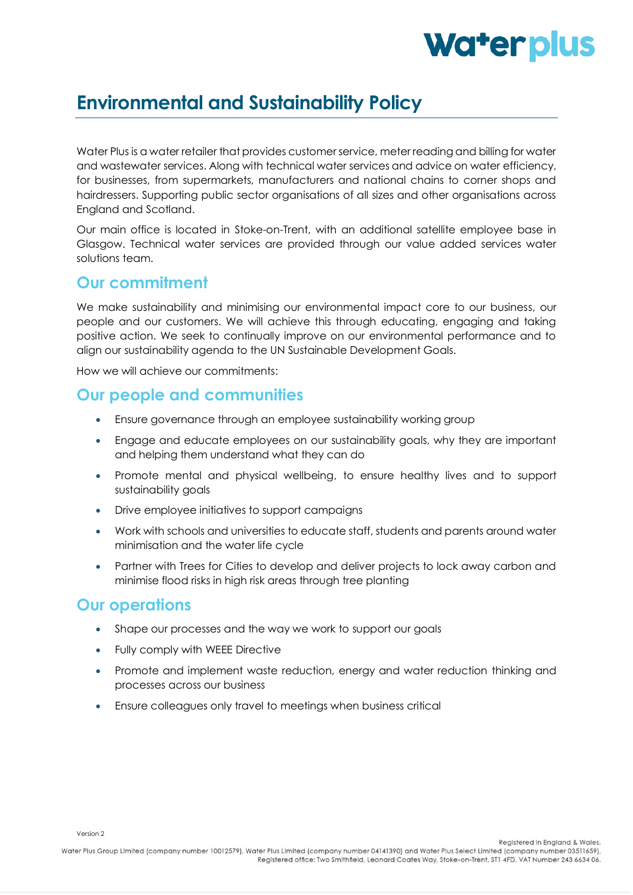# Environmental and Sustainability Policy

Water Plus is a water retailer that provides customer service, meter reading and billing for water and wastewater services. Along with technical water services and advice on water efficiency, for businesses, from supermarkets, manufacturers and national chains to corner shops and hairdressers. Supporting public sector organisations of all sizes and other organisations across England and Scotland.

Our main office is located in Stoke-on-Trent, with an additional satellite employee base in Glasgow. Technical water services are provided through our value added services water solutions team.

## Our commitment

We make sustainability and minimising our environmental impact core to our business, our people and our customers. We will achieve this through educating, engaging and taking positive action. We seek to continually improve on our environmental performance and to align our sustainability agenda to the UN Sustainable Development Goals.

How we will achieve our commitments:

## Our people and communities

- Ensure governance through an employee sustainability working group
- Engage and educate employees on our sustainability goals, why they are important and helping them understand what they can do
- Promote mental and physical wellbeing, to ensure healthy lives and to support sustainability goals
- Drive employee initiatives to support campaigns
- Work with schools and universities to educate staff, students and parents around water minimisation and the water life cycle
- Partner with Trees for Cities to develop and deliver projects to lock away carbon and minimise flood risks in high risk areas through tree planting

## Our operations

- Shape our processes and the way we work to support our goals
- Fully comply with WEEE Directive
- Promote and implement waste reduction, energy and water reduction thinking and processes across our business
- Ensure colleagues only travel to meetings when business critical

Version 2

Registered in England & Wales.
Water Plus Group Limited (company number 10012579), Water Plus Limited (company number 04141390) and Water Plus Select Limited (company number 03511659).
Registered office: Two Smithfield, Leonard Coates Way, Stoke-on-Trent, ST1 4FD. VAT Number 243 6634 06.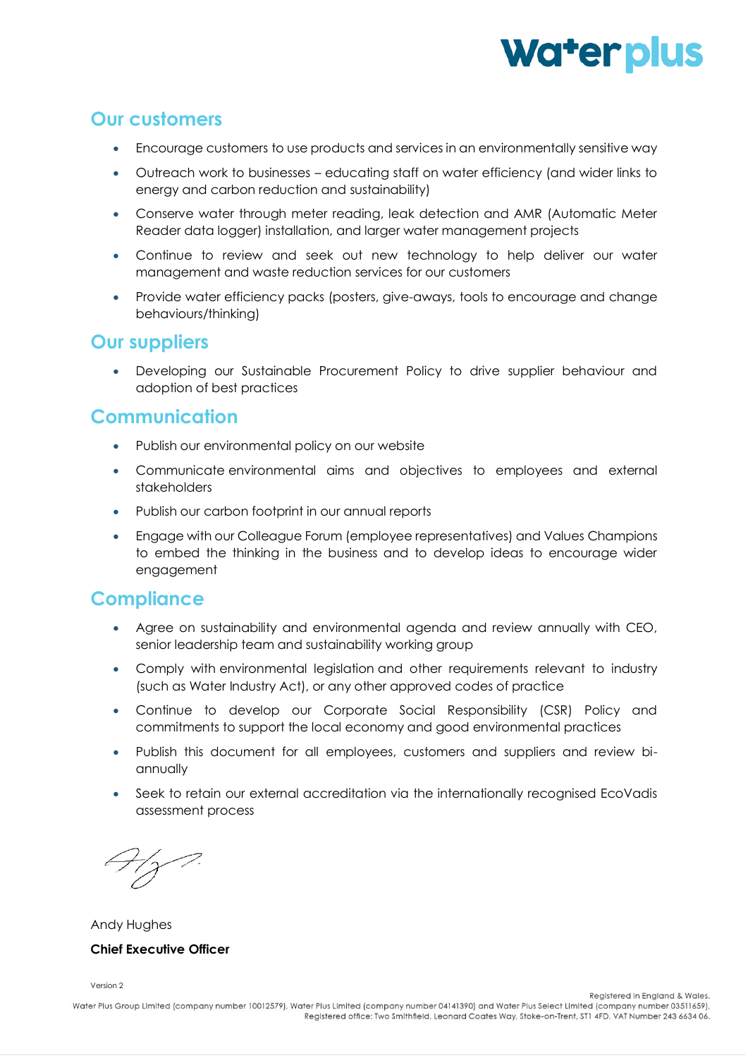## Our customers

- Encourage customers to use products and services in an environmentally sensitive way
- Outreach work to businesses – educating staff on water efficiency (and wider links to energy and carbon reduction and sustainability)
- Conserve water through meter reading, leak detection and AMR (Automatic Meter Reader data logger) installation, and larger water management projects
- Continue to review and seek out new technology to help deliver our water management and waste reduction services for our customers
- Provide water efficiency packs (posters, give-aways, tools to encourage and change behaviours/thinking)

## Our suppliers

- Developing our Sustainable Procurement Policy to drive supplier behaviour and adoption of best practices

## Communication

- Publish our environmental policy on our website
- Communicate environmental aims and objectives to employees and external stakeholders
- Publish our carbon footprint in our annual reports
- Engage with our Colleague Forum (employee representatives) and Values Champions to embed the thinking in the business and to develop ideas to encourage wider engagement

## Compliance

- Agree on sustainability and environmental agenda and review annually with CEO, senior leadership team and sustainability working group
- Comply with environmental legislation and other requirements relevant to industry (such as Water Industry Act), or any other approved codes of practice
- Continue to develop our Corporate Social Responsibility (CSR) Policy and commitments to support the local economy and good environmental practices
- Publish this document for all employees, customers and suppliers and review bi-annually
- Seek to retain our external accreditation via the internationally recognised EcoVadis assessment process

Andy Hughes

**Chief Executive Officer**

Version 2

Registered in England & Wales.
Water Plus Group Limited (company number 10012579), Water Plus Limited (company number 04141390) and Water Plus Select Limited (company number 03511659).
Registered office: Two Smithfield, Leonard Coates Way, Stoke-on-Trent, ST1 4FD. VAT Number 243 6634 06.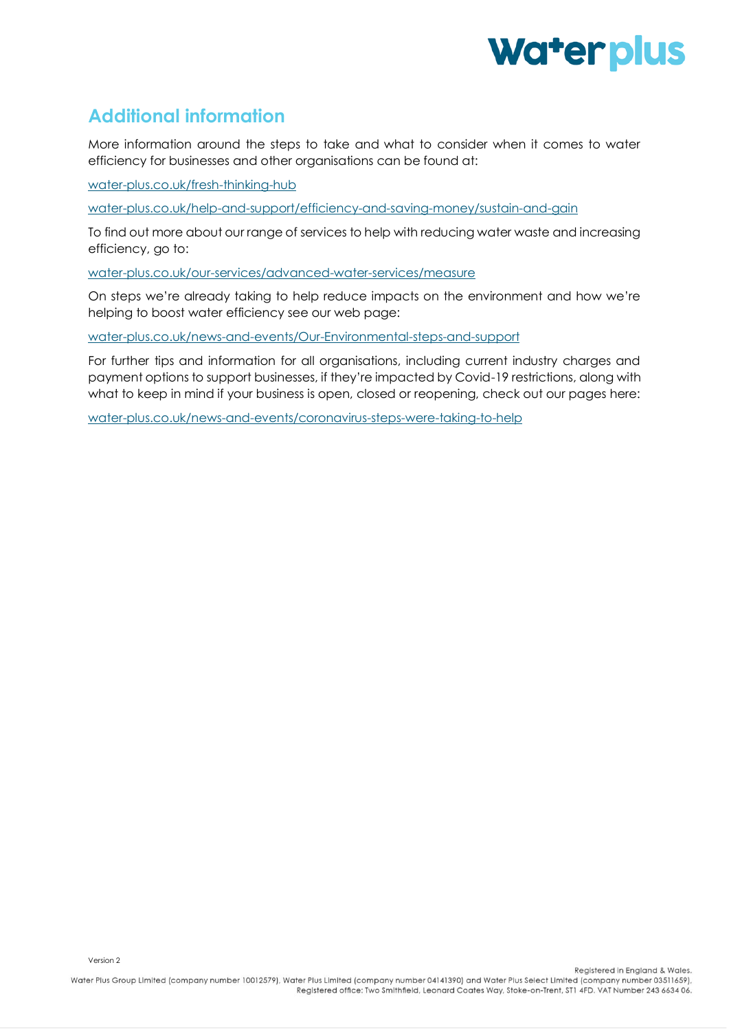## Additional information

More information around the steps to take and what to consider when it comes to water efficiency for businesses and other organisations can be found at:

water-plus.co.uk/fresh-thinking-hub

water-plus.co.uk/help-and-support/efficiency-and-saving-money/sustain-and-gain

To find out more about our range of services to help with reducing water waste and increasing efficiency, go to:

water-plus.co.uk/our-services/advanced-water-services/measure

On steps we're already taking to help reduce impacts on the environment and how we're helping to boost water efficiency see our web page:

water-plus.co.uk/news-and-events/Our-Environmental-steps-and-support

For further tips and information for all organisations, including current industry charges and payment options to support businesses, if they're impacted by Covid-19 restrictions, along with what to keep in mind if your business is open, closed or reopening, check out our pages here:

water-plus.co.uk/news-and-events/coronavirus-steps-were-taking-to-help

Version 2

Registered in England & Wales.
Water Plus Group Limited (company number 10012579), Water Plus Limited (company number 04141390) and Water Plus Select Limited (company number 03511659).
Registered office: Two Smithfield, Leonard Coates Way, Stoke-on-Trent, ST1 4FD. VAT Number 243 6634 06.